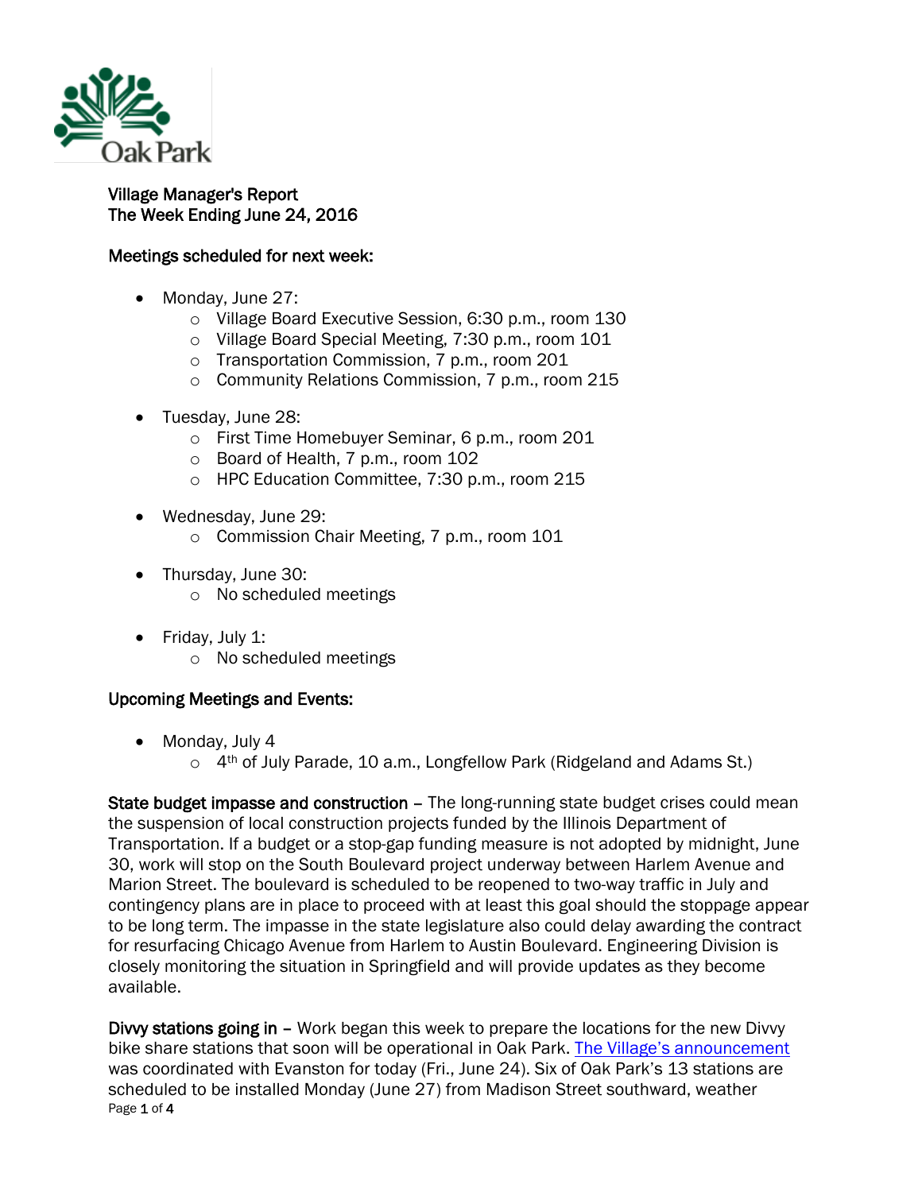# Village Manager's Report
## The Week Ending June 24, 2016

**Meetings scheduled for next week:**

- Monday, June 27:
  - Village Board Executive Session, 6:30 p.m., room 130
  - Village Board Special Meeting, 7:30 p.m., room 101
  - Transportation Commission, 7 p.m., room 201
  - Community Relations Commission, 7 p.m., room 215
- Tuesday, June 28:
  - First Time Homebuyer Seminar, 6 p.m., room 201
  - Board of Health, 7 p.m., room 102
  - HPC Education Committee, 7:30 p.m., room 215
- Wednesday, June 29:
  - Commission Chair Meeting, 7 p.m., room 101
- Thursday, June 30:
  - No scheduled meetings
- Friday, July 1:
  - No scheduled meetings

**Upcoming Meetings and Events:**

- Monday, July 4
  - 4th of July Parade, 10 a.m., Longfellow Park (Ridgeland and Adams St.)

**State budget impasse and construction** – The long-running state budget crises could mean the suspension of local construction projects funded by the Illinois Department of Transportation. If a budget or a stop-gap funding measure is not adopted by midnight, June 30, work will stop on the South Boulevard project underway between Harlem Avenue and Marion Street. The boulevard is scheduled to be reopened to two-way traffic in July and contingency plans are in place to proceed with at least this goal should the stoppage appear to be long term. The impasse in the state legislature also could delay awarding the contract for resurfacing Chicago Avenue from Harlem to Austin Boulevard. Engineering Division is closely monitoring the situation in Springfield and will provide updates as they become available.

**Divvy stations going in** – Work began this week to prepare the locations for the new Divvy bike share stations that soon will be operational in Oak Park. The Village's announcement was coordinated with Evanston for today (Fri., June 24). Six of Oak Park's 13 stations are scheduled to be installed Monday (June 27) from Madison Street southward, weather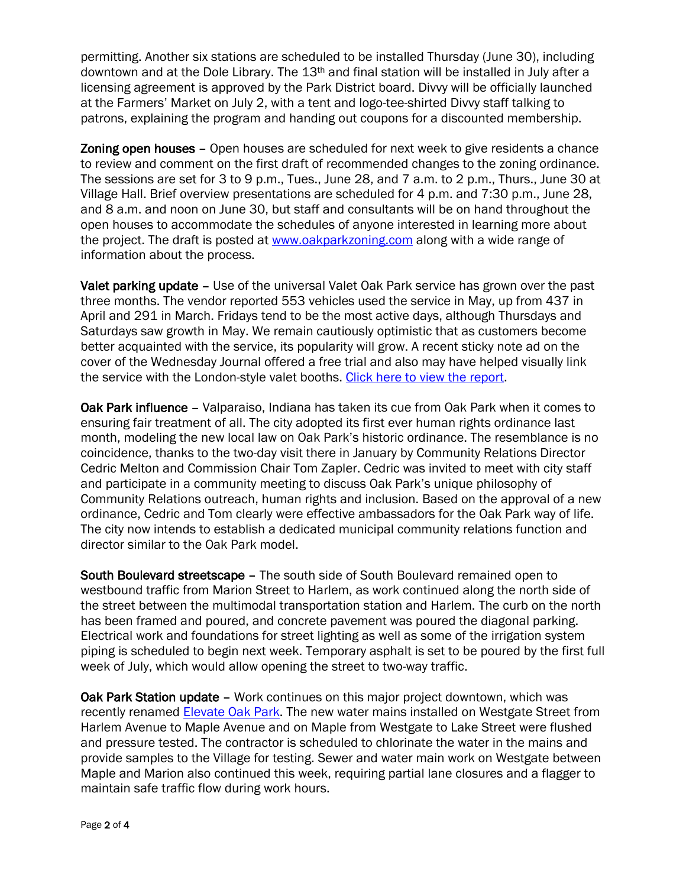permitting. Another six stations are scheduled to be installed Thursday (June 30), including downtown and at the Dole Library. The 13th and final station will be installed in July after a licensing agreement is approved by the Park District board. Divvy will be officially launched at the Farmers' Market on July 2, with a tent and logo-tee-shirted Divvy staff talking to patrons, explaining the program and handing out coupons for a discounted membership.

**Zoning open houses** – Open houses are scheduled for next week to give residents a chance to review and comment on the first draft of recommended changes to the zoning ordinance. The sessions are set for 3 to 9 p.m., Tues., June 28, and 7 a.m. to 2 p.m., Thurs., June 30 at Village Hall. Brief overview presentations are scheduled for 4 p.m. and 7:30 p.m., June 28, and 8 a.m. and noon on June 30, but staff and consultants will be on hand throughout the open houses to accommodate the schedules of anyone interested in learning more about the project. The draft is posted at [www.oakparkzoning.com](www.oakparkzoning.com) along with a wide range of information about the process.

**Valet parking update** – Use of the universal Valet Oak Park service has grown over the past three months. The vendor reported 553 vehicles used the service in May, up from 437 in April and 291 in March. Fridays tend to be the most active days, although Thursdays and Saturdays saw growth in May. We remain cautiously optimistic that as customers become better acquainted with the service, its popularity will grow. A recent sticky note ad on the cover of the Wednesday Journal offered a free trial and also may have helped visually link the service with the London-style valet booths. Click here to view the report.

**Oak Park influence** – Valparaiso, Indiana has taken its cue from Oak Park when it comes to ensuring fair treatment of all. The city adopted its first ever human rights ordinance last month, modeling the new local law on Oak Park's historic ordinance. The resemblance is no coincidence, thanks to the two-day visit there in January by Community Relations Director Cedric Melton and Commission Chair Tom Zapler. Cedric was invited to meet with city staff and participate in a community meeting to discuss Oak Park's unique philosophy of Community Relations outreach, human rights and inclusion. Based on the approval of a new ordinance, Cedric and Tom clearly were effective ambassadors for the Oak Park way of life. The city now intends to establish a dedicated municipal community relations function and director similar to the Oak Park model.

**South Boulevard streetscape** – The south side of South Boulevard remained open to westbound traffic from Marion Street to Harlem, as work continued along the north side of the street between the multimodal transportation station and Harlem. The curb on the north has been framed and poured, and concrete pavement was poured the diagonal parking. Electrical work and foundations for street lighting as well as some of the irrigation system piping is scheduled to begin next week. Temporary asphalt is set to be poured by the first full week of July, which would allow opening the street to two-way traffic.

**Oak Park Station update** – Work continues on this major project downtown, which was recently renamed Elevate Oak Park. The new water mains installed on Westgate Street from Harlem Avenue to Maple Avenue and on Maple from Westgate to Lake Street were flushed and pressure tested. The contractor is scheduled to chlorinate the water in the mains and provide samples to the Village for testing. Sewer and water main work on Westgate between Maple and Marion also continued this week, requiring partial lane closures and a flagger to maintain safe traffic flow during work hours.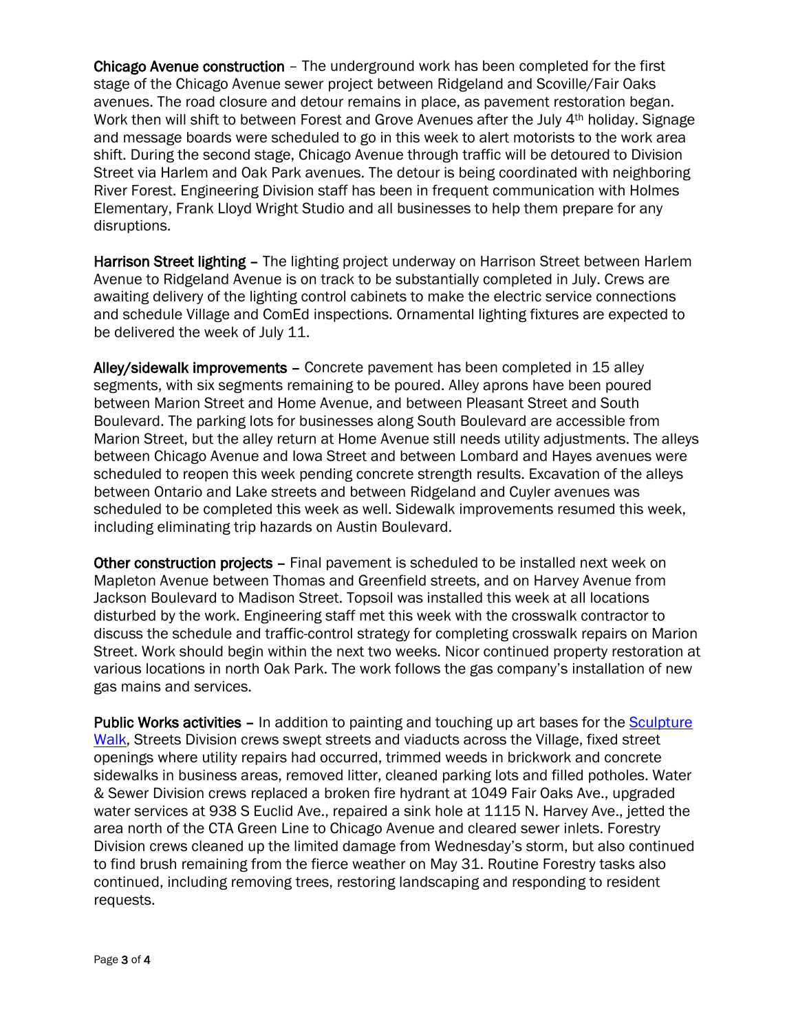**Chicago Avenue construction** – The underground work has been completed for the first stage of the Chicago Avenue sewer project between Ridgeland and Scoville/Fair Oaks avenues. The road closure and detour remains in place, as pavement restoration began. Work then will shift to between Forest and Grove Avenues after the July 4th holiday. Signage and message boards were scheduled to go in this week to alert motorists to the work area shift. During the second stage, Chicago Avenue through traffic will be detoured to Division Street via Harlem and Oak Park avenues. The detour is being coordinated with neighboring River Forest. Engineering Division staff has been in frequent communication with Holmes Elementary, Frank Lloyd Wright Studio and all businesses to help them prepare for any disruptions.

**Harrison Street lighting** – The lighting project underway on Harrison Street between Harlem Avenue to Ridgeland Avenue is on track to be substantially completed in July. Crews are awaiting delivery of the lighting control cabinets to make the electric service connections and schedule Village and ComEd inspections. Ornamental lighting fixtures are expected to be delivered the week of July 11.

**Alley/sidewalk improvements** – Concrete pavement has been completed in 15 alley segments, with six segments remaining to be poured. Alley aprons have been poured between Marion Street and Home Avenue, and between Pleasant Street and South Boulevard. The parking lots for businesses along South Boulevard are accessible from Marion Street, but the alley return at Home Avenue still needs utility adjustments. The alleys between Chicago Avenue and Iowa Street and between Lombard and Hayes avenues were scheduled to reopen this week pending concrete strength results. Excavation of the alleys between Ontario and Lake streets and between Ridgeland and Cuyler avenues was scheduled to be completed this week as well. Sidewalk improvements resumed this week, including eliminating trip hazards on Austin Boulevard.

**Other construction projects** – Final pavement is scheduled to be installed next week on Mapleton Avenue between Thomas and Greenfield streets, and on Harvey Avenue from Jackson Boulevard to Madison Street. Topsoil was installed this week at all locations disturbed by the work. Engineering staff met this week with the crosswalk contractor to discuss the schedule and traffic-control strategy for completing crosswalk repairs on Marion Street. Work should begin within the next two weeks. Nicor continued property restoration at various locations in north Oak Park. The work follows the gas company's installation of new gas mains and services.

**Public Works activities** – In addition to painting and touching up art bases for the Sculpture Walk, Streets Division crews swept streets and viaducts across the Village, fixed street openings where utility repairs had occurred, trimmed weeds in brickwork and concrete sidewalks in business areas, removed litter, cleaned parking lots and filled potholes. Water & Sewer Division crews replaced a broken fire hydrant at 1049 Fair Oaks Ave., upgraded water services at 938 S Euclid Ave., repaired a sink hole at 1115 N. Harvey Ave., jetted the area north of the CTA Green Line to Chicago Avenue and cleared sewer inlets. Forestry Division crews cleaned up the limited damage from Wednesday's storm, but also continued to find brush remaining from the fierce weather on May 31. Routine Forestry tasks also continued, including removing trees, restoring landscaping and responding to resident requests.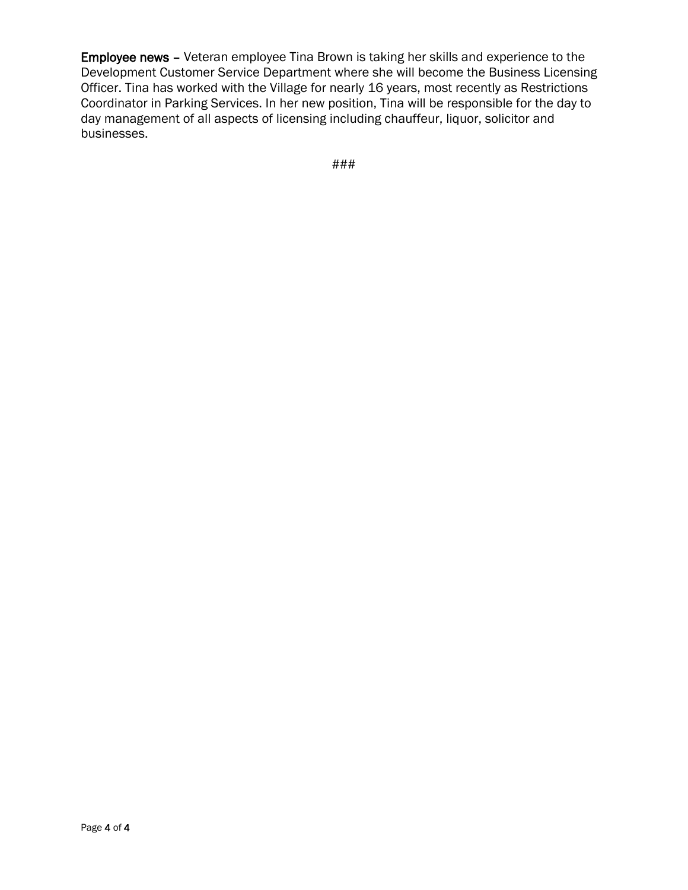**Employee news** – Veteran employee Tina Brown is taking her skills and experience to the Development Customer Service Department where she will become the Business Licensing Officer. Tina has worked with the Village for nearly 16 years, most recently as Restrictions Coordinator in Parking Services. In her new position, Tina will be responsible for the day to day management of all aspects of licensing including chauffeur, liquor, solicitor and businesses.

###